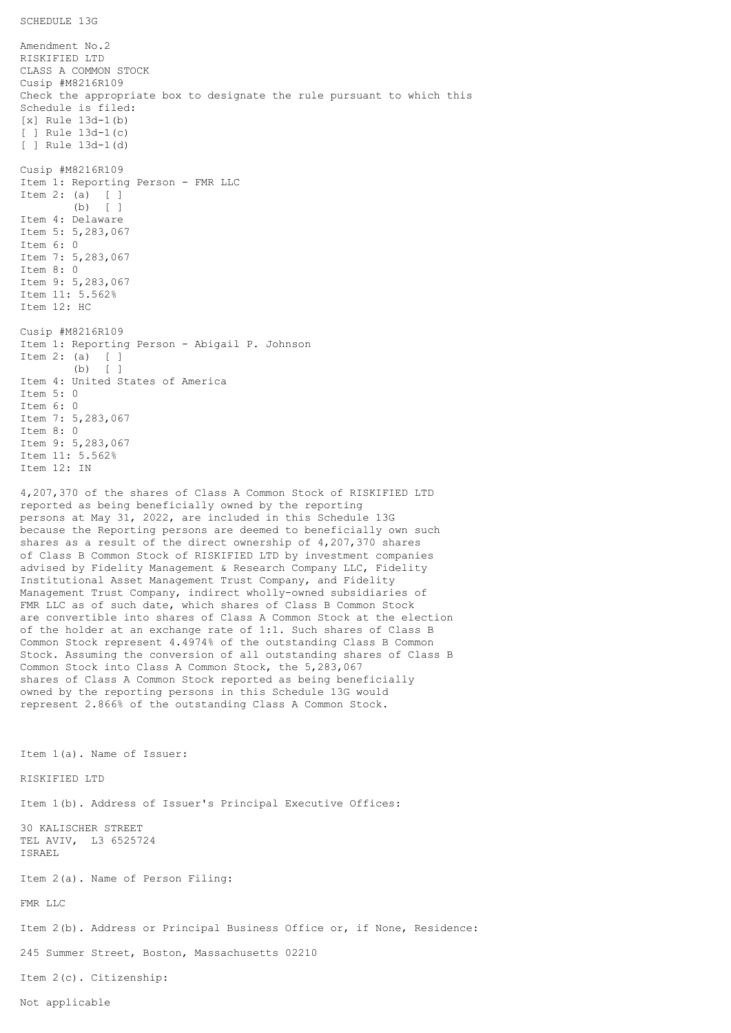SCHEDULE 13G

Amendment No.2
RISKIFIED LTD
CLASS A COMMON STOCK
Cusip #M8216R109
Check the appropriate box to designate the rule pursuant to which this Schedule is filed:
[x] Rule 13d-1(b)
[ ] Rule 13d-1(c)
[ ] Rule 13d-1(d)

Cusip #M8216R109
Item 1: Reporting Person - FMR LLC
Item 2: (a) [ ]
(b) [ ]
Item 4: Delaware
Item 5: 5,283,067
Item 6: 0
Item 7: 5,283,067
Item 8: 0
Item 9: 5,283,067
Item 11: 5.562%
Item 12: HC

Cusip #M8216R109
Item 1: Reporting Person - Abigail P. Johnson
Item 2: (a) [ ]
(b) [ ]
Item 4: United States of America
Item 5: 0
Item 6: 0
Item 7: 5,283,067
Item 8: 0
Item 9: 5,283,067
Item 11: 5.562%
Item 12: IN

4,207,370 of the shares of Class A Common Stock of RISKIFIED LTD reported as being beneficially owned by the reporting persons at May 31, 2022, are included in this Schedule 13G because the Reporting persons are deemed to beneficially own such shares as a result of the direct ownership of 4,207,370 shares of Class B Common Stock of RISKIFIED LTD by investment companies advised by Fidelity Management & Research Company LLC, Fidelity Institutional Asset Management Trust Company, and Fidelity Management Trust Company, indirect wholly-owned subsidiaries of FMR LLC as of such date, which shares of Class B Common Stock are convertible into shares of Class A Common Stock at the election of the holder at an exchange rate of 1:1. Such shares of Class B Common Stock represent 4.4974% of the outstanding Class B Common Stock. Assuming the conversion of all outstanding shares of Class B Common Stock into Class A Common Stock, the 5,283,067 shares of Class A Common Stock reported as being beneficially owned by the reporting persons in this Schedule 13G would represent 2.866% of the outstanding Class A Common Stock.

Item 1(a). Name of Issuer:

RISKIFIED LTD

Item 1(b). Address of Issuer's Principal Executive Offices:

30 KALISCHER STREET
TEL AVIV, L3 6525724
ISRAEL

Item 2(a). Name of Person Filing:

FMR LLC

Item 2(b). Address or Principal Business Office or, if None, Residence:

245 Summer Street, Boston, Massachusetts 02210

Item 2(c). Citizenship:

Not applicable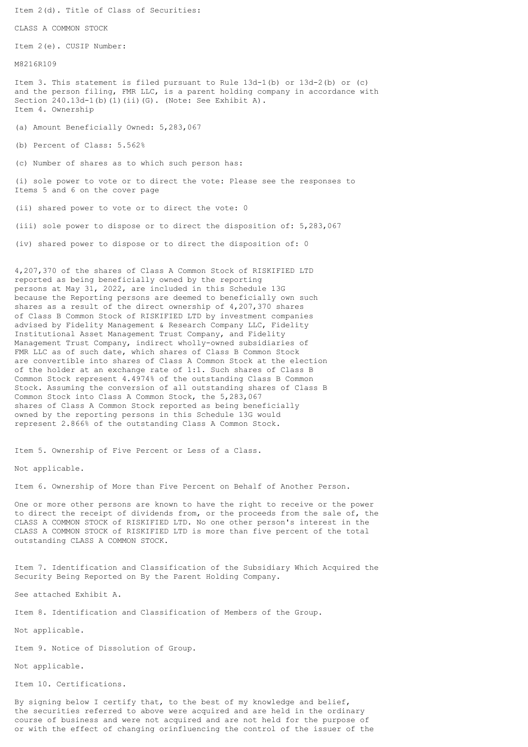Item 2(d). Title of Class of Securities:

CLASS A COMMON STOCK

Item 2(e). CUSIP Number:

M8216R109

Item 3. This statement is filed pursuant to Rule 13d-1(b) or 13d-2(b) or (c) and the person filing, FMR LLC, is a parent holding company in accordance with Section 240.13d-1(b)(1)(ii)(G). (Note: See Exhibit A).

Item 4. Ownership

(a) Amount Beneficially Owned: 5,283,067

(b) Percent of Class: 5.562%

(c) Number of shares as to which such person has:

(i) sole power to vote or to direct the vote: Please see the responses to Items 5 and 6 on the cover page

(ii) shared power to vote or to direct the vote: 0

(iii) sole power to dispose or to direct the disposition of: 5,283,067

(iv) shared power to dispose or to direct the disposition of: 0

4,207,370 of the shares of Class A Common Stock of RISKIFIED LTD reported as being beneficially owned by the reporting persons at May 31, 2022, are included in this Schedule 13G because the Reporting persons are deemed to beneficially own such shares as a result of the direct ownership of 4,207,370 shares of Class B Common Stock of RISKIFIED LTD by investment companies advised by Fidelity Management & Research Company LLC, Fidelity Institutional Asset Management Trust Company, and Fidelity Management Trust Company, indirect wholly-owned subsidiaries of FMR LLC as of such date, which shares of Class B Common Stock are convertible into shares of Class A Common Stock at the election of the holder at an exchange rate of 1:1. Such shares of Class B Common Stock represent 4.4974% of the outstanding Class B Common Stock. Assuming the conversion of all outstanding shares of Class B Common Stock into Class A Common Stock, the 5,283,067 shares of Class A Common Stock reported as being beneficially owned by the reporting persons in this Schedule 13G would represent 2.866% of the outstanding Class A Common Stock.

Item 5. Ownership of Five Percent or Less of a Class.

Not applicable.

Item 6. Ownership of More than Five Percent on Behalf of Another Person.

One or more other persons are known to have the right to receive or the power to direct the receipt of dividends from, or the proceeds from the sale of, the CLASS A COMMON STOCK of RISKIFIED LTD. No one other person's interest in the CLASS A COMMON STOCK of RISKIFIED LTD is more than five percent of the total outstanding CLASS A COMMON STOCK.

Item 7. Identification and Classification of the Subsidiary Which Acquired the Security Being Reported on By the Parent Holding Company.

See attached Exhibit A.

Item 8. Identification and Classification of Members of the Group.

Not applicable.

Item 9. Notice of Dissolution of Group.

Not applicable.

Item 10. Certifications.

By signing below I certify that, to the best of my knowledge and belief, the securities referred to above were acquired and are held in the ordinary course of business and were not acquired and are not held for the purpose of or with the effect of changing orinfluencing the control of the issuer of the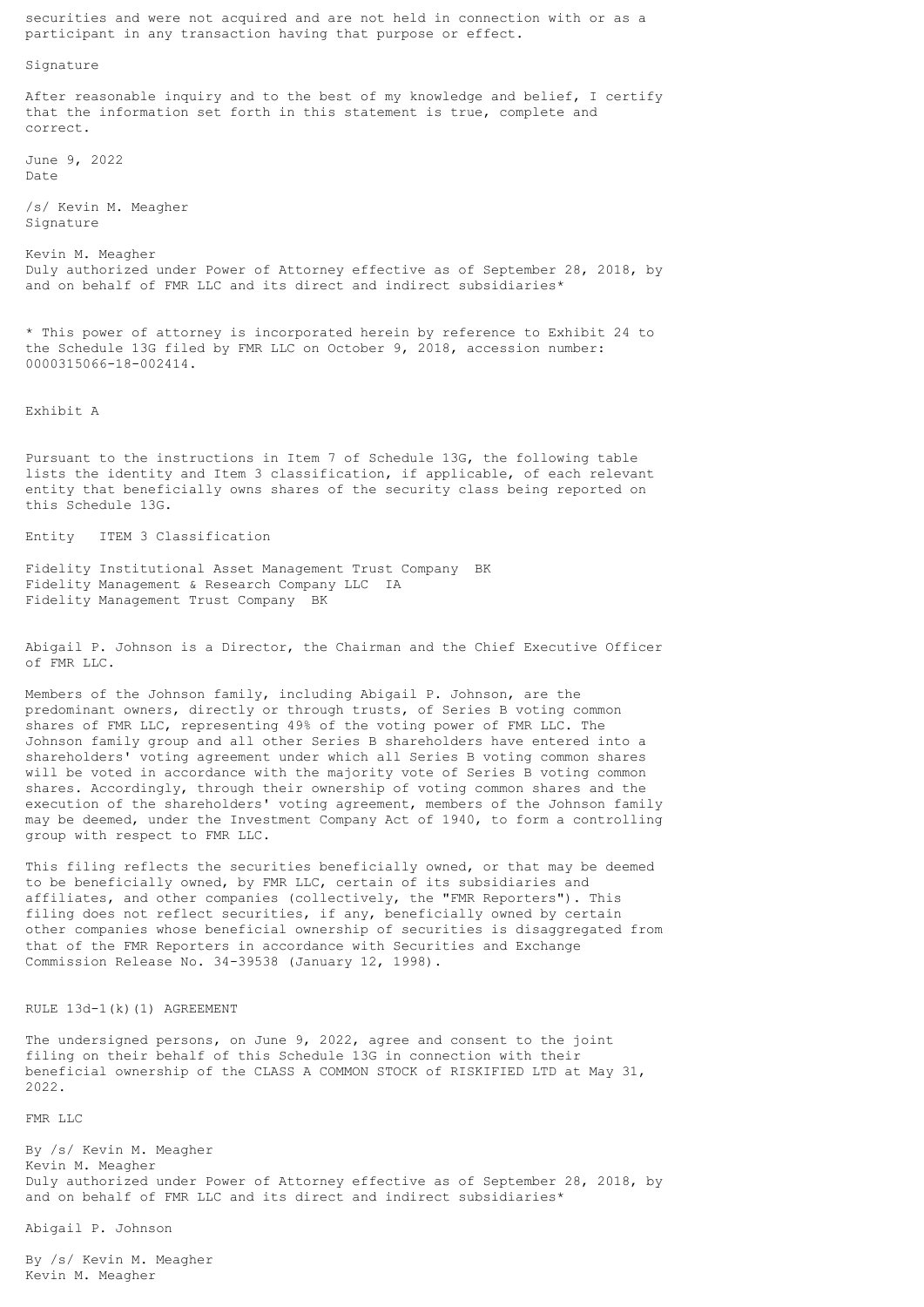securities and were not acquired and are not held in connection with or as a participant in any transaction having that purpose or effect.

Signature

After reasonable inquiry and to the best of my knowledge and belief, I certify that the information set forth in this statement is true, complete and correct.

June 9, 2022
Date

/s/ Kevin M. Meagher
Signature

Kevin M. Meagher
Duly authorized under Power of Attorney effective as of September 28, 2018, by and on behalf of FMR LLC and its direct and indirect subsidiaries*

* This power of attorney is incorporated herein by reference to Exhibit 24 to the Schedule 13G filed by FMR LLC on October 9, 2018, accession number: 0000315066-18-002414.

Exhibit A

Pursuant to the instructions in Item 7 of Schedule 13G, the following table lists the identity and Item 3 classification, if applicable, of each relevant entity that beneficially owns shares of the security class being reported on this Schedule 13G.

| Entity | ITEM 3 Classification |
| --- | --- |
| Fidelity Institutional Asset Management Trust Company | BK |
| Fidelity Management & Research Company LLC | IA |
| Fidelity Management Trust Company | BK |

Abigail P. Johnson is a Director, the Chairman and the Chief Executive Officer of FMR LLC.

Members of the Johnson family, including Abigail P. Johnson, are the predominant owners, directly or through trusts, of Series B voting common shares of FMR LLC, representing 49% of the voting power of FMR LLC. The Johnson family group and all other Series B shareholders have entered into a shareholders' voting agreement under which all Series B voting common shares will be voted in accordance with the majority vote of Series B voting common shares. Accordingly, through their ownership of voting common shares and the execution of the shareholders' voting agreement, members of the Johnson family may be deemed, under the Investment Company Act of 1940, to form a controlling group with respect to FMR LLC.

This filing reflects the securities beneficially owned, or that may be deemed to be beneficially owned, by FMR LLC, certain of its subsidiaries and affiliates, and other companies (collectively, the "FMR Reporters"). This filing does not reflect securities, if any, beneficially owned by certain other companies whose beneficial ownership of securities is disaggregated from that of the FMR Reporters in accordance with Securities and Exchange Commission Release No. 34-39538 (January 12, 1998).

RULE 13d-1(k)(1) AGREEMENT

The undersigned persons, on June 9, 2022, agree and consent to the joint filing on their behalf of this Schedule 13G in connection with their beneficial ownership of the CLASS A COMMON STOCK of RISKIFIED LTD at May 31, 2022.

FMR LLC

By /s/ Kevin M. Meagher
Kevin M. Meagher
Duly authorized under Power of Attorney effective as of September 28, 2018, by and on behalf of FMR LLC and its direct and indirect subsidiaries*

Abigail P. Johnson

By /s/ Kevin M. Meagher
Kevin M. Meagher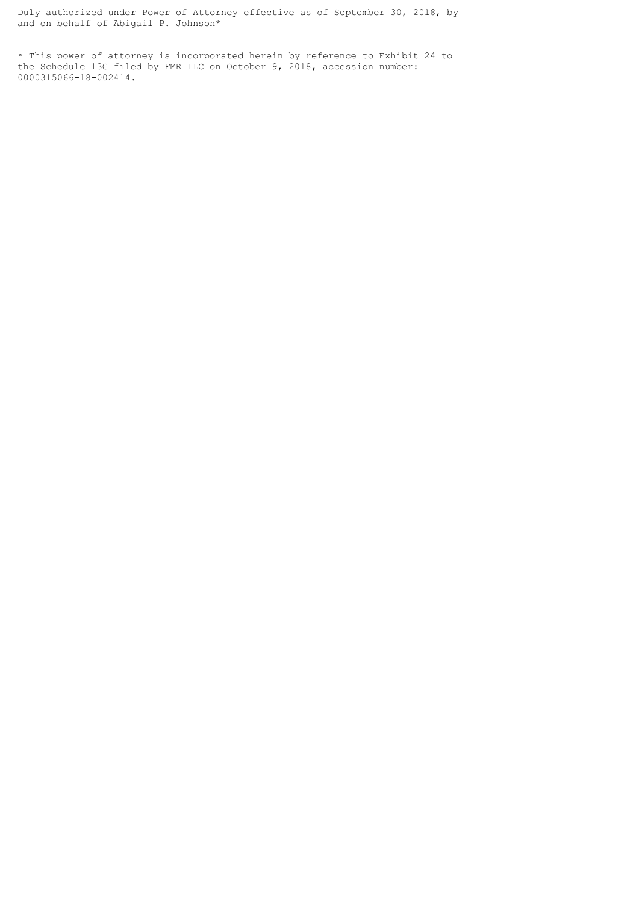Duly authorized under Power of Attorney effective as of September 30, 2018, by and on behalf of Abigail P. Johnson*

* This power of attorney is incorporated herein by reference to Exhibit 24 to the Schedule 13G filed by FMR LLC on October 9, 2018, accession number: 0000315066-18-002414.